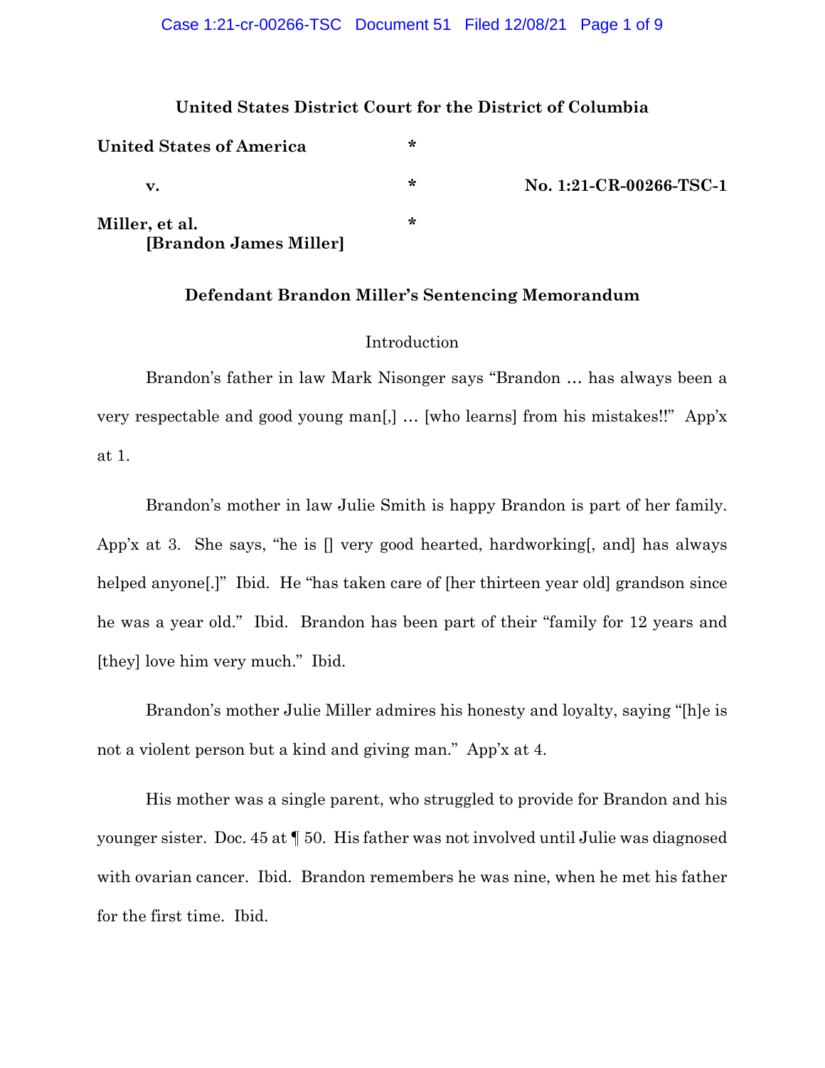**United States District Court for the District of Columbia**

| | | |
|---|---|---|
| **United States of America** | * | |
| **v.** | * | **No. 1:21-CR-00266-TSC-1** |
| **Miller, et al.** **[Brandon James Miller]** | * | |

## Defendant Brandon Miller's Sentencing Memorandum

### Introduction

Brandon's father in law Mark Nisonger says "Brandon … has always been a very respectable and good young man[,] … [who learns] from his mistakes!!" App'x at 1.

Brandon's mother in law Julie Smith is happy Brandon is part of her family. App'x at 3. She says, "he is [] very good hearted, hardworking[, and] has always helped anyone[.]" Ibid. He "has taken care of [her thirteen year old] grandson since he was a year old." Ibid. Brandon has been part of their "family for 12 years and [they] love him very much." Ibid.

Brandon's mother Julie Miller admires his honesty and loyalty, saying "[h]e is not a violent person but a kind and giving man." App'x at 4.

His mother was a single parent, who struggled to provide for Brandon and his younger sister. Doc. 45 at ¶ 50. His father was not involved until Julie was diagnosed with ovarian cancer. Ibid. Brandon remembers he was nine, when he met his father for the first time. Ibid.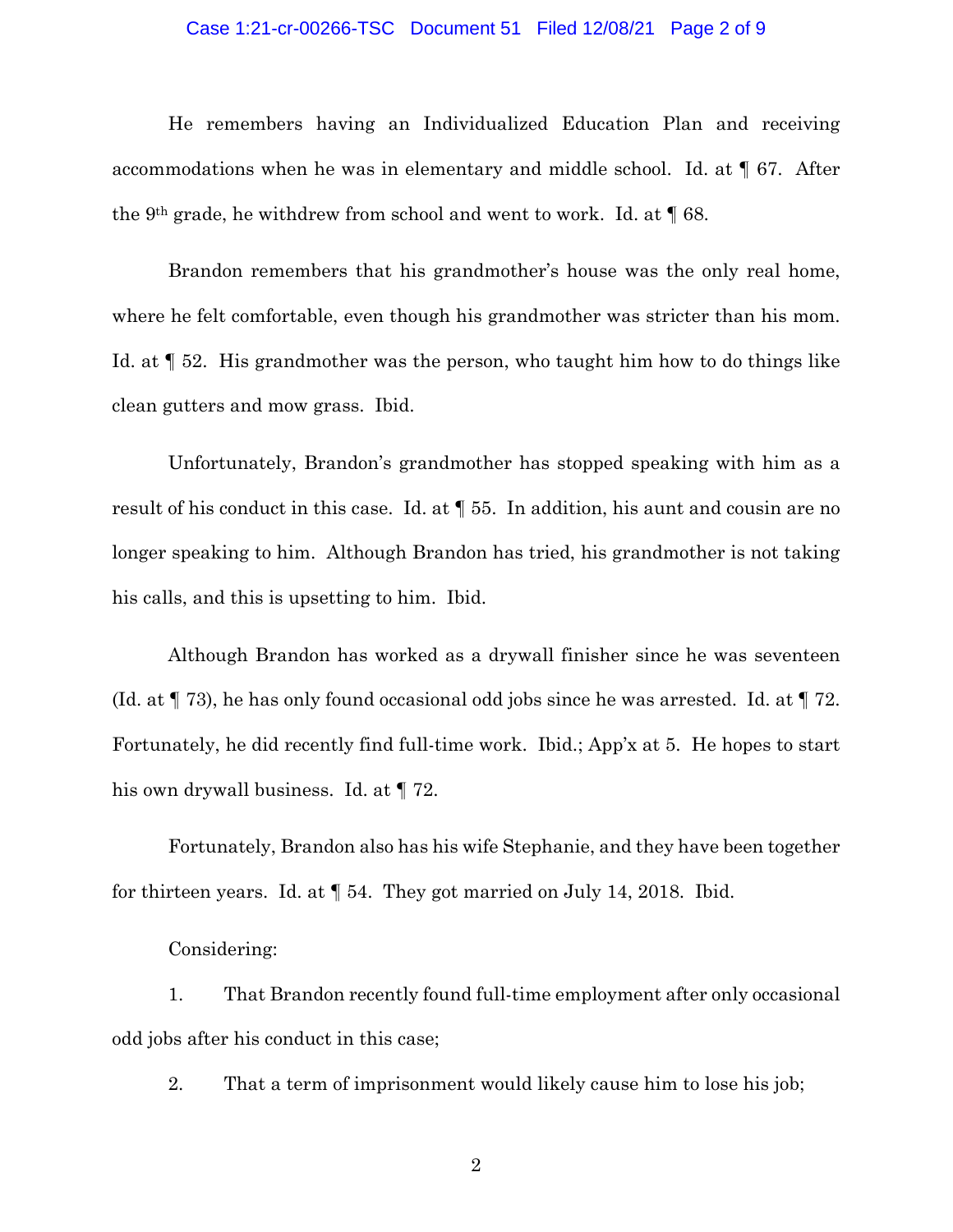He remembers having an Individualized Education Plan and receiving accommodations when he was in elementary and middle school. Id. at ¶ 67. After the 9th grade, he withdrew from school and went to work. Id. at ¶ 68.

Brandon remembers that his grandmother's house was the only real home, where he felt comfortable, even though his grandmother was stricter than his mom. Id. at ¶ 52. His grandmother was the person, who taught him how to do things like clean gutters and mow grass. Ibid.

Unfortunately, Brandon's grandmother has stopped speaking with him as a result of his conduct in this case. Id. at ¶ 55. In addition, his aunt and cousin are no longer speaking to him. Although Brandon has tried, his grandmother is not taking his calls, and this is upsetting to him. Ibid.

Although Brandon has worked as a drywall finisher since he was seventeen (Id. at ¶ 73), he has only found occasional odd jobs since he was arrested. Id. at ¶ 72. Fortunately, he did recently find full-time work. Ibid.; App'x at 5. He hopes to start his own drywall business. Id. at ¶ 72.

Fortunately, Brandon also has his wife Stephanie, and they have been together for thirteen years. Id. at ¶ 54. They got married on July 14, 2018. Ibid.

Considering:

1. That Brandon recently found full-time employment after only occasional odd jobs after his conduct in this case;

2. That a term of imprisonment would likely cause him to lose his job;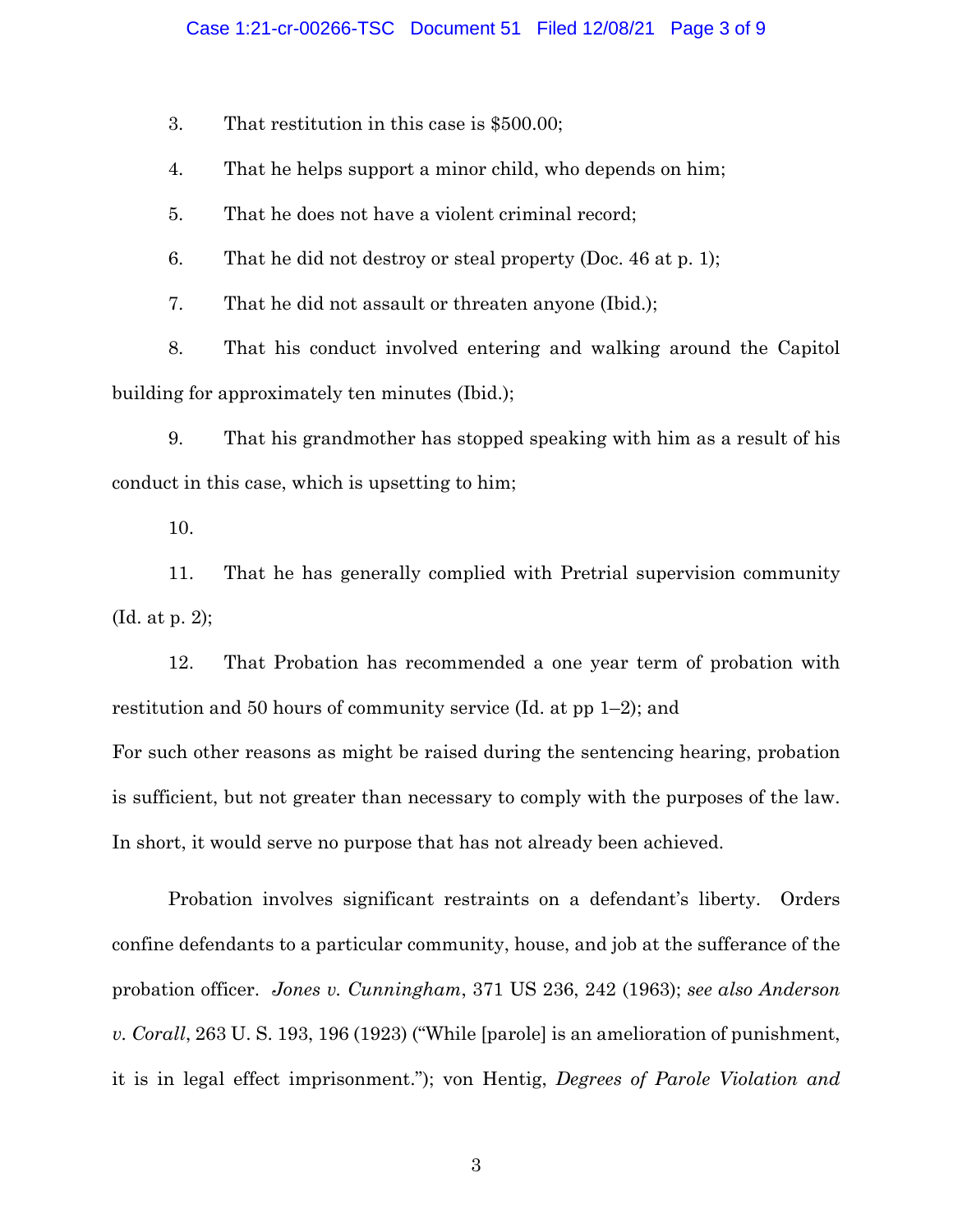3. That restitution in this case is $500.00;

4. That he helps support a minor child, who depends on him;

5. That he does not have a violent criminal record;

6. That he did not destroy or steal property (Doc. 46 at p. 1);

7. That he did not assault or threaten anyone (Ibid.);

8. That his conduct involved entering and walking around the Capitol building for approximately ten minutes (Ibid.);

9. That his grandmother has stopped speaking with him as a result of his conduct in this case, which is upsetting to him;

10.

11. That he has generally complied with Pretrial supervision community (Id. at p. 2);

12. That Probation has recommended a one year term of probation with restitution and 50 hours of community service (Id. at pp 1–2); and

For such other reasons as might be raised during the sentencing hearing, probation is sufficient, but not greater than necessary to comply with the purposes of the law. In short, it would serve no purpose that has not already been achieved.

Probation involves significant restraints on a defendant's liberty. Orders confine defendants to a particular community, house, and job at the sufferance of the probation officer. *Jones v. Cunningham*, 371 US 236, 242 (1963); *see also Anderson v. Corall*, 263 U. S. 193, 196 (1923) ("While [parole] is an amelioration of punishment, it is in legal effect imprisonment."); von Hentig, *Degrees of Parole Violation and*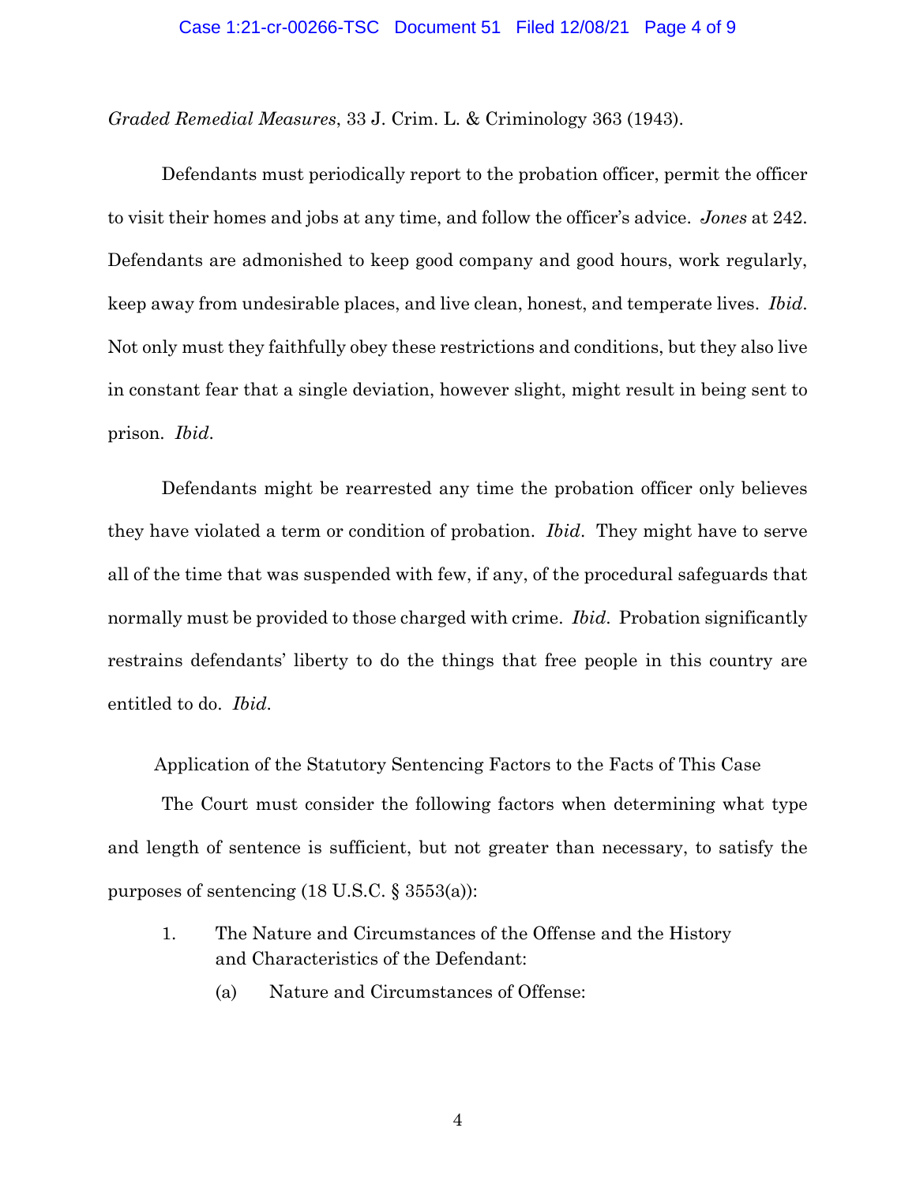*Graded Remedial Measures*, 33 J. Crim. L. & Criminology 363 (1943).

Defendants must periodically report to the probation officer, permit the officer to visit their homes and jobs at any time, and follow the officer's advice. *Jones* at 242. Defendants are admonished to keep good company and good hours, work regularly, keep away from undesirable places, and live clean, honest, and temperate lives. *Ibid*. Not only must they faithfully obey these restrictions and conditions, but they also live in constant fear that a single deviation, however slight, might result in being sent to prison. *Ibid*.

Defendants might be rearrested any time the probation officer only believes they have violated a term or condition of probation. *Ibid*. They might have to serve all of the time that was suspended with few, if any, of the procedural safeguards that normally must be provided to those charged with crime. *Ibid*. Probation significantly restrains defendants' liberty to do the things that free people in this country are entitled to do. *Ibid*.

## Application of the Statutory Sentencing Factors to the Facts of This Case

The Court must consider the following factors when determining what type and length of sentence is sufficient, but not greater than necessary, to satisfy the purposes of sentencing (18 U.S.C. § 3553(a)):

1. The Nature and Circumstances of the Offense and the History and Characteristics of the Defendant:

    (a) Nature and Circumstances of Offense: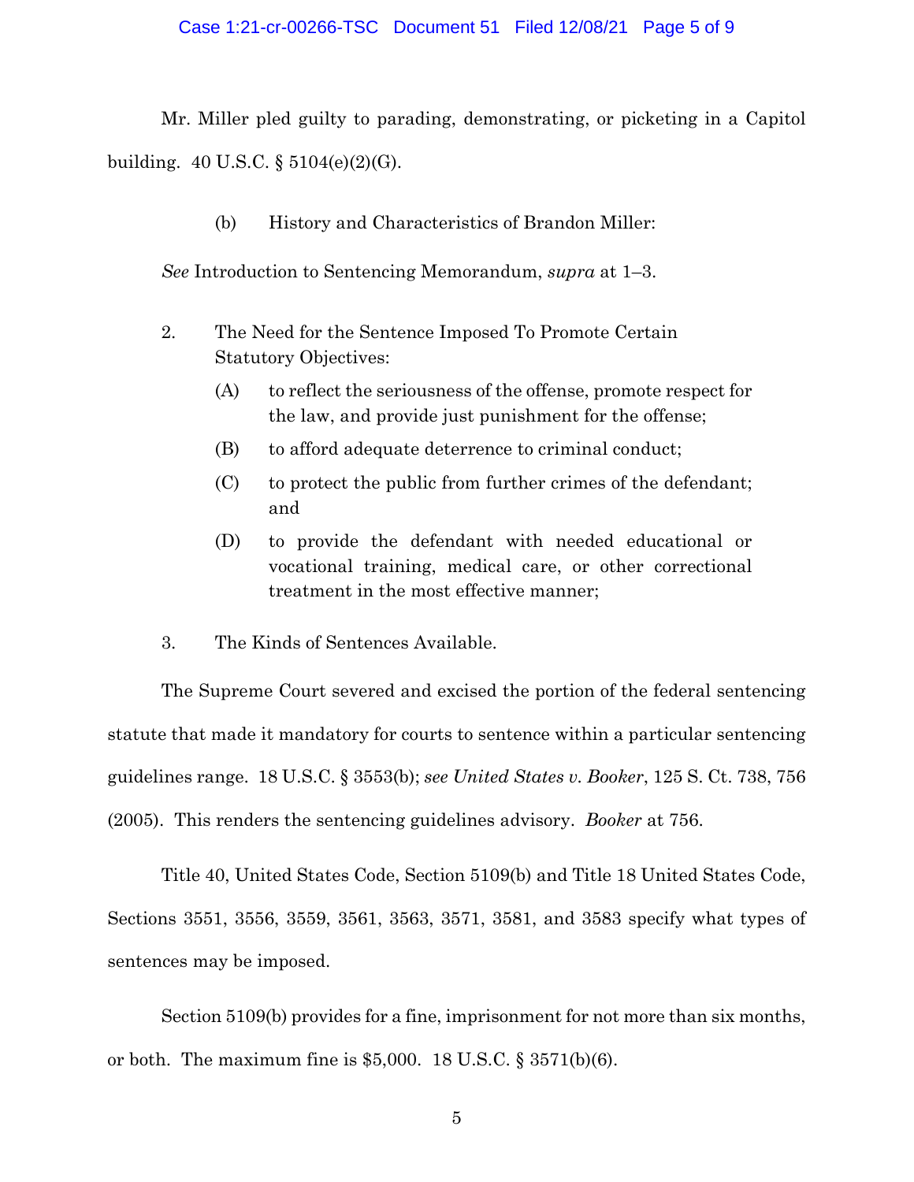Mr. Miller pled guilty to parading, demonstrating, or picketing in a Capitol building. 40 U.S.C. § 5104(e)(2)(G).

(b) History and Characteristics of Brandon Miller:

*See* Introduction to Sentencing Memorandum, *supra* at 1–3.

2. The Need for the Sentence Imposed To Promote Certain Statutory Objectives:

   (A) to reflect the seriousness of the offense, promote respect for the law, and provide just punishment for the offense;

   (B) to afford adequate deterrence to criminal conduct;

   (C) to protect the public from further crimes of the defendant; and

   (D) to provide the defendant with needed educational or vocational training, medical care, or other correctional treatment in the most effective manner;

3. The Kinds of Sentences Available.

The Supreme Court severed and excised the portion of the federal sentencing statute that made it mandatory for courts to sentence within a particular sentencing guidelines range. 18 U.S.C. § 3553(b); *see United States v. Booker*, 125 S. Ct. 738, 756 (2005). This renders the sentencing guidelines advisory. *Booker* at 756.

Title 40, United States Code, Section 5109(b) and Title 18 United States Code, Sections 3551, 3556, 3559, 3561, 3563, 3571, 3581, and 3583 specify what types of sentences may be imposed.

Section 5109(b) provides for a fine, imprisonment for not more than six months, or both. The maximum fine is $5,000. 18 U.S.C. § 3571(b)(6).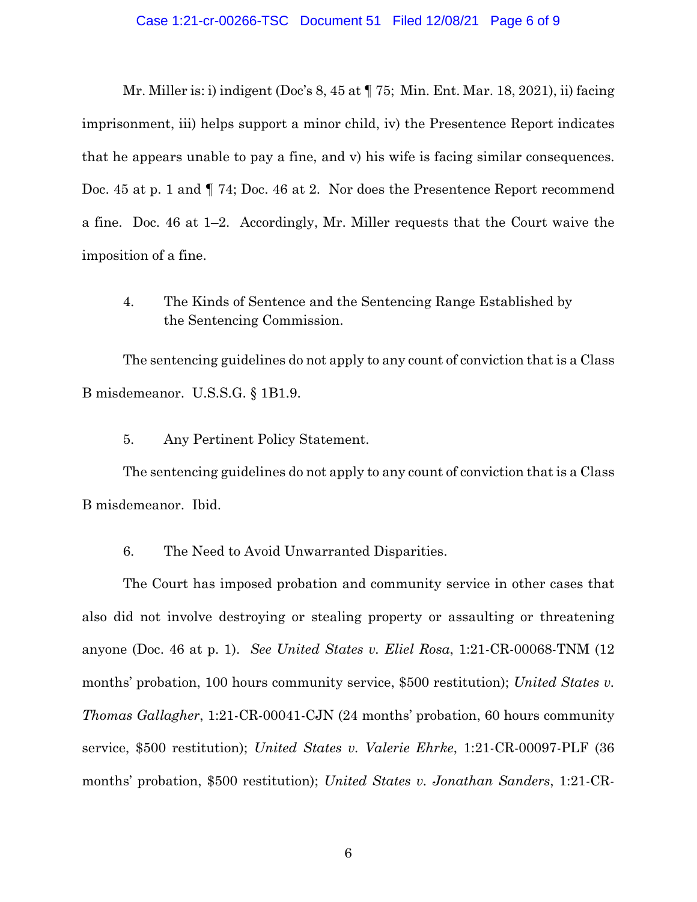Mr. Miller is: i) indigent (Doc's 8, 45 at ¶ 75; Min. Ent. Mar. 18, 2021), ii) facing imprisonment, iii) helps support a minor child, iv) the Presentence Report indicates that he appears unable to pay a fine, and v) his wife is facing similar consequences. Doc. 45 at p. 1 and ¶ 74; Doc. 46 at 2. Nor does the Presentence Report recommend a fine. Doc. 46 at 1–2. Accordingly, Mr. Miller requests that the Court waive the imposition of a fine.

4. The Kinds of Sentence and the Sentencing Range Established by the Sentencing Commission.

The sentencing guidelines do not apply to any count of conviction that is a Class B misdemeanor. U.S.S.G. § 1B1.9.

5. Any Pertinent Policy Statement.

The sentencing guidelines do not apply to any count of conviction that is a Class B misdemeanor. Ibid.

6. The Need to Avoid Unwarranted Disparities.

The Court has imposed probation and community service in other cases that also did not involve destroying or stealing property or assaulting or threatening anyone (Doc. 46 at p. 1). *See United States v. Eliel Rosa*, 1:21-CR-00068-TNM (12 months' probation, 100 hours community service, $500 restitution); *United States v. Thomas Gallagher*, 1:21-CR-00041-CJN (24 months' probation, 60 hours community service, $500 restitution); *United States v. Valerie Ehrke*, 1:21-CR-00097-PLF (36 months' probation, $500 restitution); *United States v. Jonathan Sanders*, 1:21-CR-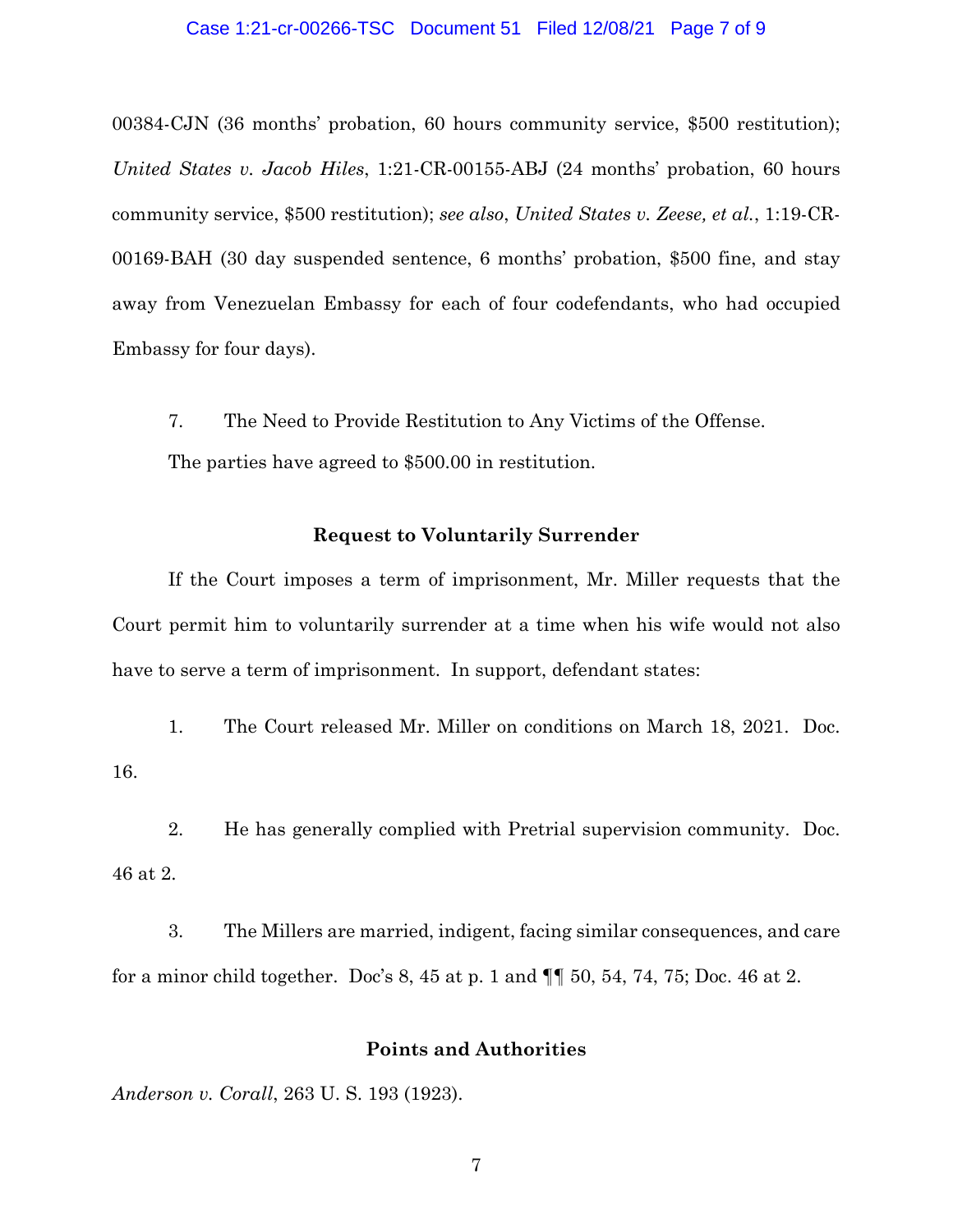00384-CJN (36 months' probation, 60 hours community service, $500 restitution); *United States v. Jacob Hiles*, 1:21-CR-00155-ABJ (24 months' probation, 60 hours community service, $500 restitution); *see also*, *United States v. Zeese, et al.*, 1:19-CR-00169-BAH (30 day suspended sentence, 6 months' probation, $500 fine, and stay away from Venezuelan Embassy for each of four codefendants, who had occupied Embassy for four days).

7. The Need to Provide Restitution to Any Victims of the Offense.

The parties have agreed to $500.00 in restitution.

**Request to Voluntarily Surrender**

If the Court imposes a term of imprisonment, Mr. Miller requests that the Court permit him to voluntarily surrender at a time when his wife would not also have to serve a term of imprisonment. In support, defendant states:

1. The Court released Mr. Miller on conditions on March 18, 2021. Doc. 16.

2. He has generally complied with Pretrial supervision community. Doc. 46 at 2.

3. The Millers are married, indigent, facing similar consequences, and care for a minor child together. Doc's 8, 45 at p. 1 and ¶¶ 50, 54, 74, 75; Doc. 46 at 2.

**Points and Authorities**

*Anderson v. Corall*, 263 U. S. 193 (1923).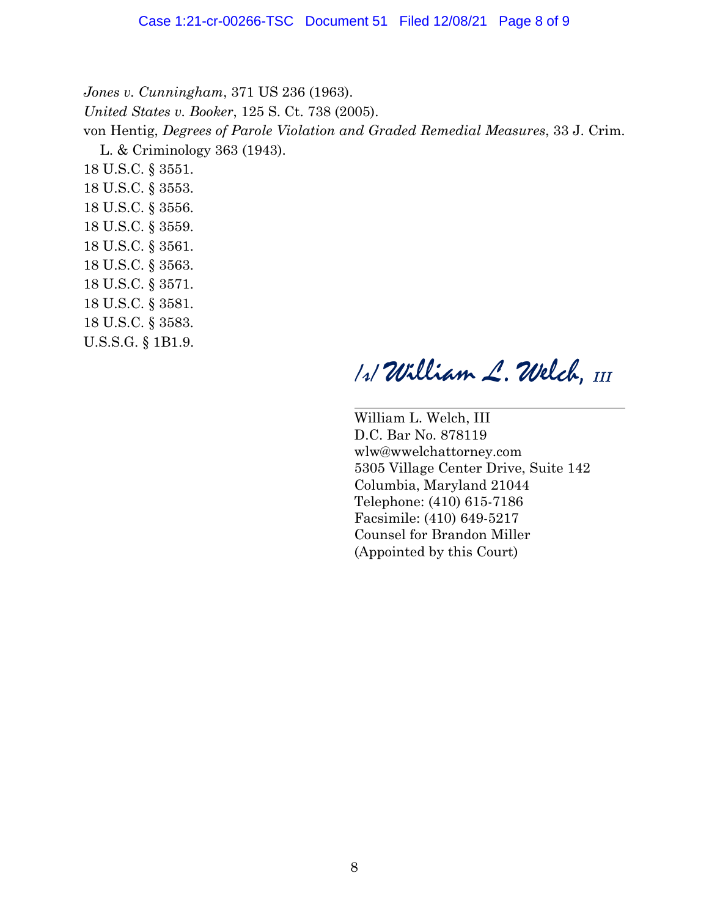*Jones v. Cunningham*, 371 US 236 (1963).

*United States v. Booker*, 125 S. Ct. 738 (2005).

von Hentig, *Degrees of Parole Violation and Graded Remedial Measures*, 33 J. Crim. L. & Criminology 363 (1943).

18 U.S.C. § 3551.

18 U.S.C. § 3553.

18 U.S.C. § 3556.

18 U.S.C. § 3559.

18 U.S.C. § 3561.

18 U.S.C. § 3563.

18 U.S.C. § 3571.

18 U.S.C. § 3581.

18 U.S.C. § 3583.

U.S.S.G. § 1B1.9.

/s/ William L. Welch, III

William L. Welch, III
D.C. Bar No. 878119
wlw@wwelchattorney.com
5305 Village Center Drive, Suite 142
Columbia, Maryland 21044
Telephone: (410) 615-7186
Facsimile: (410) 649-5217
Counsel for Brandon Miller
(Appointed by this Court)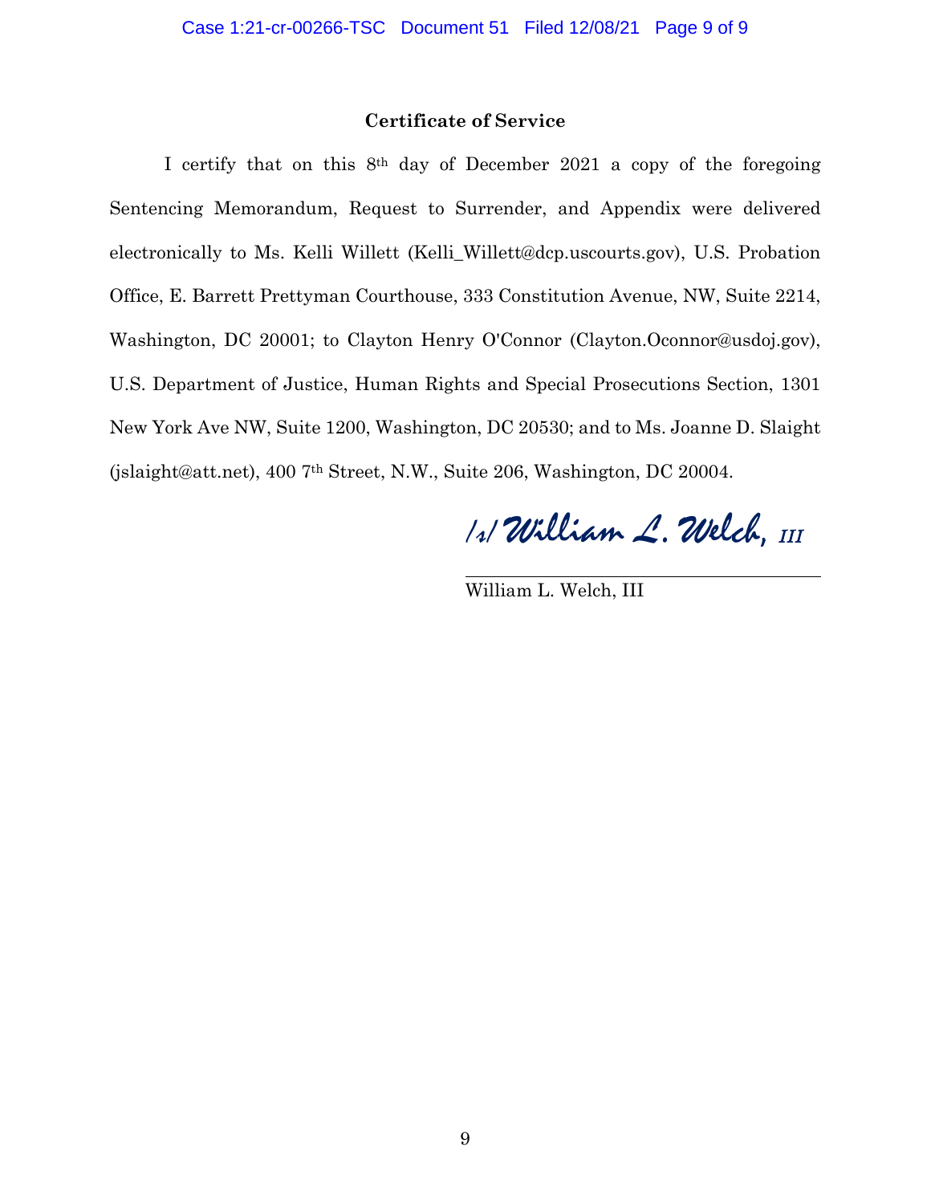**Certificate of Service**

I certify that on this 8th day of December 2021 a copy of the foregoing Sentencing Memorandum, Request to Surrender, and Appendix were delivered electronically to Ms. Kelli Willett (Kelli_Willett@dcp.uscourts.gov), U.S. Probation Office, E. Barrett Prettyman Courthouse, 333 Constitution Avenue, NW, Suite 2214, Washington, DC 20001; to Clayton Henry O'Connor (Clayton.Oconnor@usdoj.gov), U.S. Department of Justice, Human Rights and Special Prosecutions Section, 1301 New York Ave NW, Suite 1200, Washington, DC 20530; and to Ms. Joanne D. Slaight (jslaight@att.net), 400 7th Street, N.W., Suite 206, Washington, DC 20004.

/s/ *William L. Welch, III*

William L. Welch, III